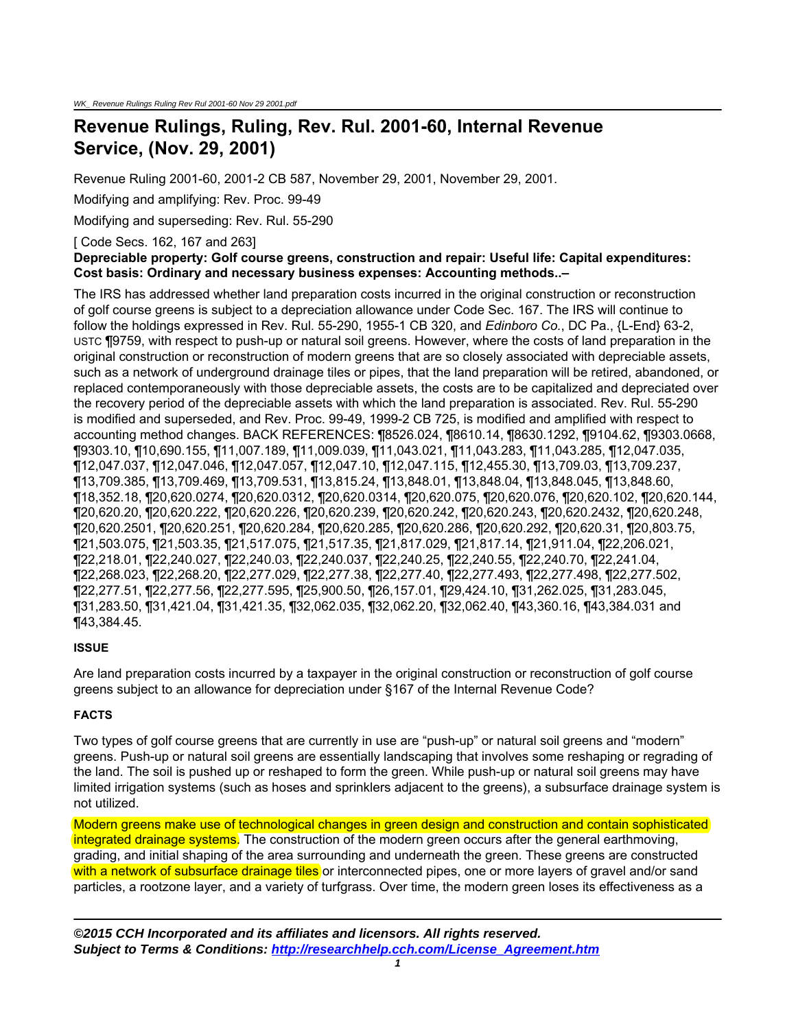# Revenue Rulings, Ruling, Rev. Rul. 2001-60, Internal Revenue Service, (Nov. 29, 2001)

Revenue Ruling 2001-60, 2001-2 CB 587, November 29, 2001, November 29, 2001.

Modifying and amplifying: Rev. Proc. 99-49

Modifying and superseding: Rev. Rul. 55-290

[ Code Secs. 162, 167 and 263]

**Depreciable property: Golf course greens, construction and repair: Useful life: Capital expenditures: Cost basis: Ordinary and necessary business expenses: Accounting methods..–**

The IRS has addressed whether land preparation costs incurred in the original construction or reconstruction of golf course greens is subject to a depreciation allowance under Code Sec. 167. The IRS will continue to follow the holdings expressed in Rev. Rul. 55-290, 1955-1 CB 320, and *Edinboro Co.*, DC Pa., {L-End} 63-2, USTC ¶9759, with respect to push-up or natural soil greens. However, where the costs of land preparation in the original construction or reconstruction of modern greens that are so closely associated with depreciable assets, such as a network of underground drainage tiles or pipes, that the land preparation will be retired, abandoned, or replaced contemporaneously with those depreciable assets, the costs are to be capitalized and depreciated over the recovery period of the depreciable assets with which the land preparation is associated. Rev. Rul. 55-290 is modified and superseded, and Rev. Proc. 99-49, 1999-2 CB 725, is modified and amplified with respect to accounting method changes. BACK REFERENCES: ¶8526.024, ¶8610.14, ¶8630.1292, ¶9104.62, ¶9303.0668, ¶9303.10, ¶10,690.155, ¶11,007.189, ¶11,009.039, ¶11,043.021, ¶11,043.283, ¶11,043.285, ¶12,047.035, ¶12,047.037, ¶12,047.046, ¶12,047.057, ¶12,047.10, ¶12,047.115, ¶12,455.30, ¶13,709.03, ¶13,709.237, ¶13,709.385, ¶13,709.469, ¶13,709.531, ¶13,815.24, ¶13,848.01, ¶13,848.04, ¶13,848.045, ¶13,848.60, ¶18,352.18, ¶20,620.0274, ¶20,620.0312, ¶20,620.0314, ¶20,620.075, ¶20,620.076, ¶20,620.102, ¶20,620.144, ¶20,620.20, ¶20,620.222, ¶20,620.226, ¶20,620.239, ¶20,620.242, ¶20,620.243, ¶20,620.2432, ¶20,620.248, ¶20,620.2501, ¶20,620.251, ¶20,620.284, ¶20,620.285, ¶20,620.286, ¶20,620.292, ¶20,620.31, ¶20,803.75, ¶21,503.075, ¶21,503.35, ¶21,517.075, ¶21,517.35, ¶21,817.029, ¶21,817.14, ¶21,911.04, ¶22,206.021, ¶22,218.01, ¶22,240.027, ¶22,240.03, ¶22,240.037, ¶22,240.25, ¶22,240.55, ¶22,240.70, ¶22,241.04, ¶22,268.023, ¶22,268.20, ¶22,277.029, ¶22,277.38, ¶22,277.40, ¶22,277.493, ¶22,277.498, ¶22,277.502, ¶22,277.51, ¶22,277.56, ¶22,277.595, ¶25,900.50, ¶26,157.01, ¶29,424.10, ¶31,262.025, ¶31,283.045, ¶31,283.50, ¶31,421.04, ¶31,421.35, ¶32,062.035, ¶32,062.20, ¶32,062.40, ¶43,360.16, ¶43,384.031 and ¶43,384.45.

**ISSUE**

Are land preparation costs incurred by a taxpayer in the original construction or reconstruction of golf course greens subject to an allowance for depreciation under §167 of the Internal Revenue Code?

**FACTS**

Two types of golf course greens that are currently in use are "push-up" or natural soil greens and "modern" greens. Push-up or natural soil greens are essentially landscaping that involves some reshaping or regrading of the land. The soil is pushed up or reshaped to form the green. While push-up or natural soil greens may have limited irrigation systems (such as hoses and sprinklers adjacent to the greens), a subsurface drainage system is not utilized.

Modern greens make use of technological changes in green design and construction and contain sophisticated integrated drainage systems. The construction of the modern green occurs after the general earthmoving, grading, and initial shaping of the area surrounding and underneath the green. These greens are constructed with a network of subsurface drainage tiles or interconnected pipes, one or more layers of gravel and/or sand particles, a rootzone layer, and a variety of turfgrass. Over time, the modern green loses its effectiveness as a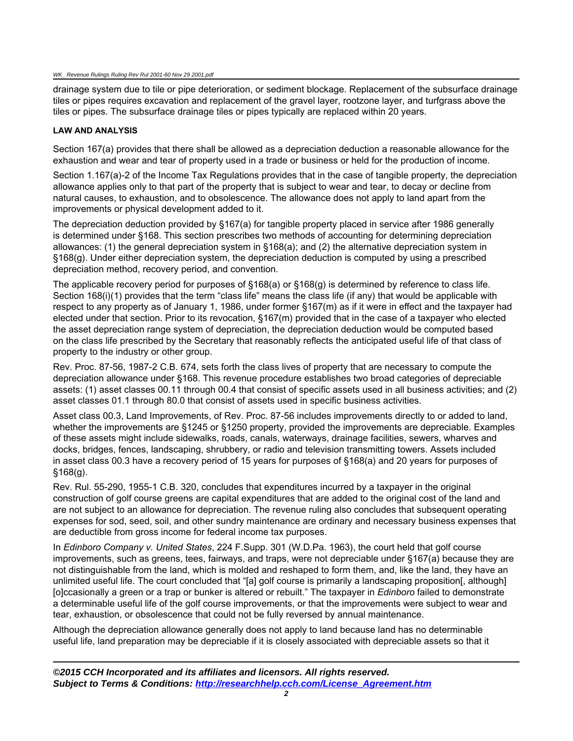drainage system due to tile or pipe deterioration, or sediment blockage. Replacement of the subsurface drainage tiles or pipes requires excavation and replacement of the gravel layer, rootzone layer, and turfgrass above the tiles or pipes. The subsurface drainage tiles or pipes typically are replaced within 20 years.

**LAW AND ANALYSIS**

Section 167(a) provides that there shall be allowed as a depreciation deduction a reasonable allowance for the exhaustion and wear and tear of property used in a trade or business or held for the production of income.

Section 1.167(a)-2 of the Income Tax Regulations provides that in the case of tangible property, the depreciation allowance applies only to that part of the property that is subject to wear and tear, to decay or decline from natural causes, to exhaustion, and to obsolescence. The allowance does not apply to land apart from the improvements or physical development added to it.

The depreciation deduction provided by §167(a) for tangible property placed in service after 1986 generally is determined under §168. This section prescribes two methods of accounting for determining depreciation allowances: (1) the general depreciation system in §168(a); and (2) the alternative depreciation system in §168(g). Under either depreciation system, the depreciation deduction is computed by using a prescribed depreciation method, recovery period, and convention.

The applicable recovery period for purposes of §168(a) or §168(g) is determined by reference to class life. Section 168(i)(1) provides that the term "class life" means the class life (if any) that would be applicable with respect to any property as of January 1, 1986, under former §167(m) as if it were in effect and the taxpayer had elected under that section. Prior to its revocation, §167(m) provided that in the case of a taxpayer who elected the asset depreciation range system of depreciation, the depreciation deduction would be computed based on the class life prescribed by the Secretary that reasonably reflects the anticipated useful life of that class of property to the industry or other group.

Rev. Proc. 87-56, 1987-2 C.B. 674, sets forth the class lives of property that are necessary to compute the depreciation allowance under §168. This revenue procedure establishes two broad categories of depreciable assets: (1) asset classes 00.11 through 00.4 that consist of specific assets used in all business activities; and (2) asset classes 01.1 through 80.0 that consist of assets used in specific business activities.

Asset class 00.3, Land Improvements, of Rev. Proc. 87-56 includes improvements directly to or added to land, whether the improvements are §1245 or §1250 property, provided the improvements are depreciable. Examples of these assets might include sidewalks, roads, canals, waterways, drainage facilities, sewers, wharves and docks, bridges, fences, landscaping, shrubbery, or radio and television transmitting towers. Assets included in asset class 00.3 have a recovery period of 15 years for purposes of §168(a) and 20 years for purposes of §168(g).

Rev. Rul. 55-290, 1955-1 C.B. 320, concludes that expenditures incurred by a taxpayer in the original construction of golf course greens are capital expenditures that are added to the original cost of the land and are not subject to an allowance for depreciation. The revenue ruling also concludes that subsequent operating expenses for sod, seed, soil, and other sundry maintenance are ordinary and necessary business expenses that are deductible from gross income for federal income tax purposes.

In *Edinboro Company v. United States*, 224 F.Supp. 301 (W.D.Pa. 1963), the court held that golf course improvements, such as greens, tees, fairways, and traps, were not depreciable under §167(a) because they are not distinguishable from the land, which is molded and reshaped to form them, and, like the land, they have an unlimited useful life. The court concluded that "[a] golf course is primarily a landscaping proposition[, although] [o]ccasionally a green or a trap or bunker is altered or rebuilt." The taxpayer in *Edinboro* failed to demonstrate a determinable useful life of the golf course improvements, or that the improvements were subject to wear and tear, exhaustion, or obsolescence that could not be fully reversed by annual maintenance.

Although the depreciation allowance generally does not apply to land because land has no determinable useful life, land preparation may be depreciable if it is closely associated with depreciable assets so that it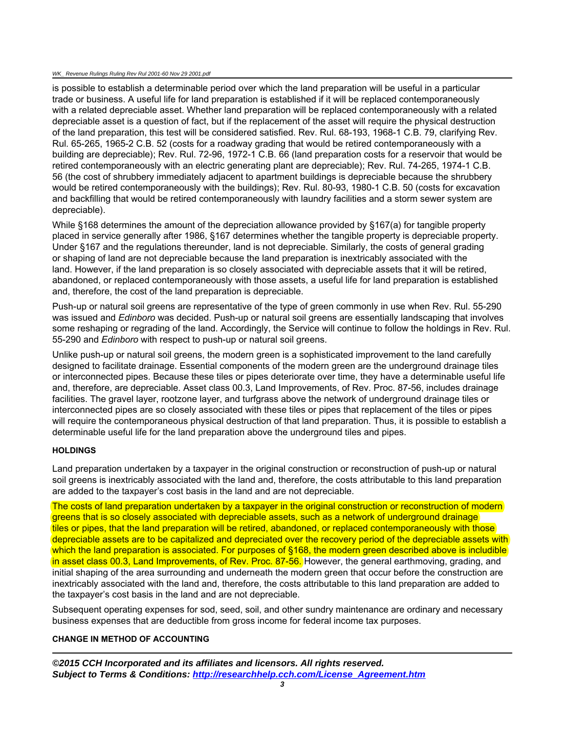is possible to establish a determinable period over which the land preparation will be useful in a particular trade or business. A useful life for land preparation is established if it will be replaced contemporaneously with a related depreciable asset. Whether land preparation will be replaced contemporaneously with a related depreciable asset is a question of fact, but if the replacement of the asset will require the physical destruction of the land preparation, this test will be considered satisfied. Rev. Rul. 68-193, 1968-1 C.B. 79, clarifying Rev. Rul. 65-265, 1965-2 C.B. 52 (costs for a roadway grading that would be retired contemporaneously with a building are depreciable); Rev. Rul. 72-96, 1972-1 C.B. 66 (land preparation costs for a reservoir that would be retired contemporaneously with an electric generating plant are depreciable); Rev. Rul. 74-265, 1974-1 C.B. 56 (the cost of shrubbery immediately adjacent to apartment buildings is depreciable because the shrubbery would be retired contemporaneously with the buildings); Rev. Rul. 80-93, 1980-1 C.B. 50 (costs for excavation and backfilling that would be retired contemporaneously with laundry facilities and a storm sewer system are depreciable).

While §168 determines the amount of the depreciation allowance provided by §167(a) for tangible property placed in service generally after 1986, §167 determines whether the tangible property is depreciable property. Under §167 and the regulations thereunder, land is not depreciable. Similarly, the costs of general grading or shaping of land are not depreciable because the land preparation is inextricably associated with the land. However, if the land preparation is so closely associated with depreciable assets that it will be retired, abandoned, or replaced contemporaneously with those assets, a useful life for land preparation is established and, therefore, the cost of the land preparation is depreciable.

Push-up or natural soil greens are representative of the type of green commonly in use when Rev. Rul. 55-290 was issued and *Edinboro* was decided. Push-up or natural soil greens are essentially landscaping that involves some reshaping or regrading of the land. Accordingly, the Service will continue to follow the holdings in Rev. Rul. 55-290 and *Edinboro* with respect to push-up or natural soil greens.

Unlike push-up or natural soil greens, the modern green is a sophisticated improvement to the land carefully designed to facilitate drainage. Essential components of the modern green are the underground drainage tiles or interconnected pipes. Because these tiles or pipes deteriorate over time, they have a determinable useful life and, therefore, are depreciable. Asset class 00.3, Land Improvements, of Rev. Proc. 87-56, includes drainage facilities. The gravel layer, rootzone layer, and turfgrass above the network of underground drainage tiles or interconnected pipes are so closely associated with these tiles or pipes that replacement of the tiles or pipes will require the contemporaneous physical destruction of that land preparation. Thus, it is possible to establish a determinable useful life for the land preparation above the underground tiles and pipes.

**HOLDINGS**

Land preparation undertaken by a taxpayer in the original construction or reconstruction of push-up or natural soil greens is inextricably associated with the land and, therefore, the costs attributable to this land preparation are added to the taxpayer's cost basis in the land and are not depreciable.

The costs of land preparation undertaken by a taxpayer in the original construction or reconstruction of modern greens that is so closely associated with depreciable assets, such as a network of underground drainage tiles or pipes, that the land preparation will be retired, abandoned, or replaced contemporaneously with those depreciable assets are to be capitalized and depreciated over the recovery period of the depreciable assets with which the land preparation is associated. For purposes of §168, the modern green described above is includible in asset class 00.3, Land Improvements, of Rev. Proc. 87-56. However, the general earthmoving, grading, and initial shaping of the area surrounding and underneath the modern green that occur before the construction are inextricably associated with the land and, therefore, the costs attributable to this land preparation are added to the taxpayer's cost basis in the land and are not depreciable.

Subsequent operating expenses for sod, seed, soil, and other sundry maintenance are ordinary and necessary business expenses that are deductible from gross income for federal income tax purposes.

**CHANGE IN METHOD OF ACCOUNTING**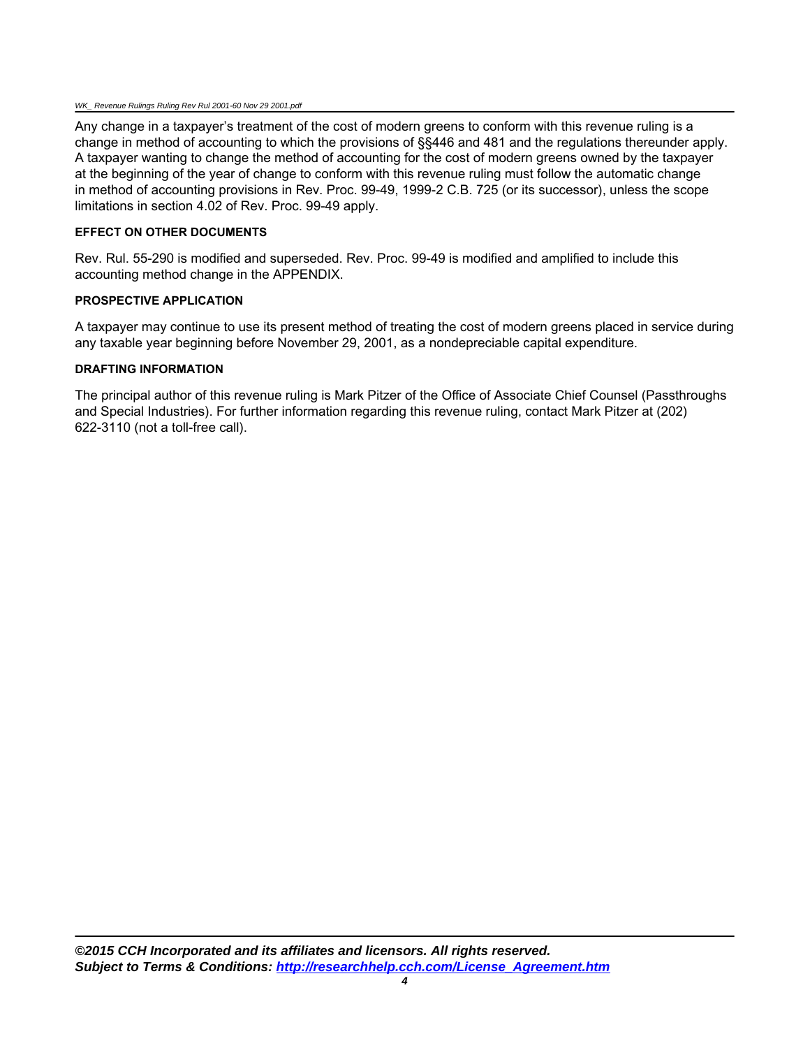Any change in a taxpayer's treatment of the cost of modern greens to conform with this revenue ruling is a change in method of accounting to which the provisions of §§446 and 481 and the regulations thereunder apply. A taxpayer wanting to change the method of accounting for the cost of modern greens owned by the taxpayer at the beginning of the year of change to conform with this revenue ruling must follow the automatic change in method of accounting provisions in Rev. Proc. 99-49, 1999-2 C.B. 725 (or its successor), unless the scope limitations in section 4.02 of Rev. Proc. 99-49 apply.

#### EFFECT ON OTHER DOCUMENTS

Rev. Rul. 55-290 is modified and superseded. Rev. Proc. 99-49 is modified and amplified to include this accounting method change in the APPENDIX.

#### PROSPECTIVE APPLICATION

A taxpayer may continue to use its present method of treating the cost of modern greens placed in service during any taxable year beginning before November 29, 2001, as a nondepreciable capital expenditure.

#### DRAFTING INFORMATION

The principal author of this revenue ruling is Mark Pitzer of the Office of Associate Chief Counsel (Passthroughs and Special Industries). For further information regarding this revenue ruling, contact Mark Pitzer at (202) 622-3110 (not a toll-free call).